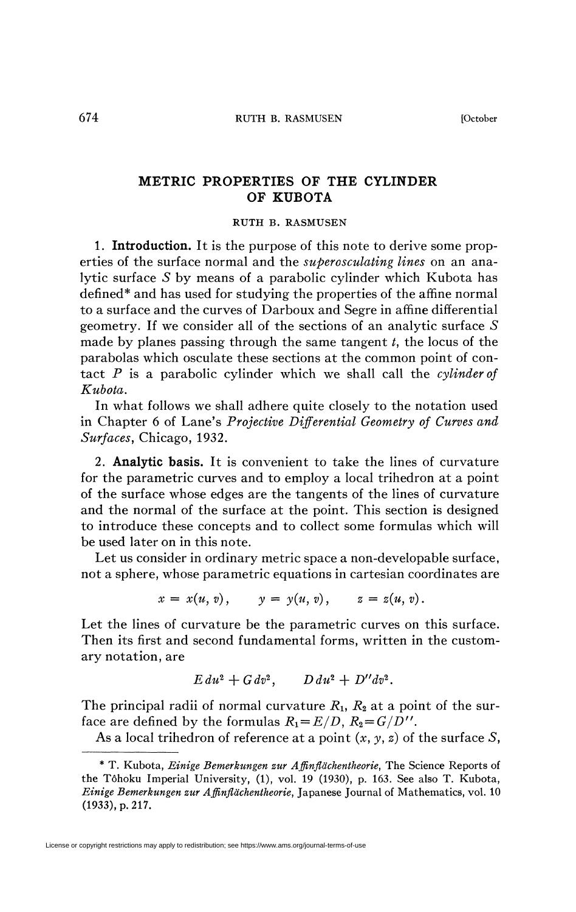# METRIC PROPERTIES OF THE CYLINDER OF KUBOTA

RUTH B. RASMUSEN

1. **Introduction.** It is the purpose of this note to derive some properties of the surface normal and the *superosculating lines* on an analytic surface $S$ by means of a parabolic cylinder which Kubota has defined* and has used for studying the properties of the affine normal to a surface and the curves of Darboux and Segre in affine differential geometry. If we consider all of the sections of an analytic surface $S$ made by planes passing through the same tangent $t$, the locus of the parabolas which osculate these sections at the common point of contact $P$ is a parabolic cylinder which we shall call the *cylinder of Kubota*.

In what follows we shall adhere quite closely to the notation used in Chapter 6 of Lane's *Projective Differential Geometry of Curves and Surfaces*, Chicago, 1932.

2. **Analytic basis.** It is convenient to take the lines of curvature for the parametric curves and to employ a local trihedron at a point of the surface whose edges are the tangents of the lines of curvature and the normal of the surface at the point. This section is designed to introduce these concepts and to collect some formulas which will be used later on in this note.

Let us consider in ordinary metric space a non-developable surface, not a sphere, whose parametric equations in cartesian coordinates are

$$x = x(u, v), \qquad y = y(u, v), \qquad z = z(u, v).$$

Let the lines of curvature be the parametric curves on this surface. Then its first and second fundamental forms, written in the customary notation, are

$$E\,du^2 + G\,dv^2, \qquad D\,du^2 + D''dv^2.$$

The principal radii of normal curvature $R_1$, $R_2$ at a point of the surface are defined by the formulas $R_1 = E/D$, $R_2 = G/D''$.

As a local trihedron of reference at a point $(x, y, z)$ of the surface $S$,

---

* T. Kubota, *Einige Bemerkungen zur Affinflächentheorie*, The Science Reports of the Tôhoku Imperial University, (1), vol. 19 (1930), p. 163. See also T. Kubota, *Einige Bemerkungen zur Affinflächentheorie*, Japanese Journal of Mathematics, vol. 10 (1933), p. 217.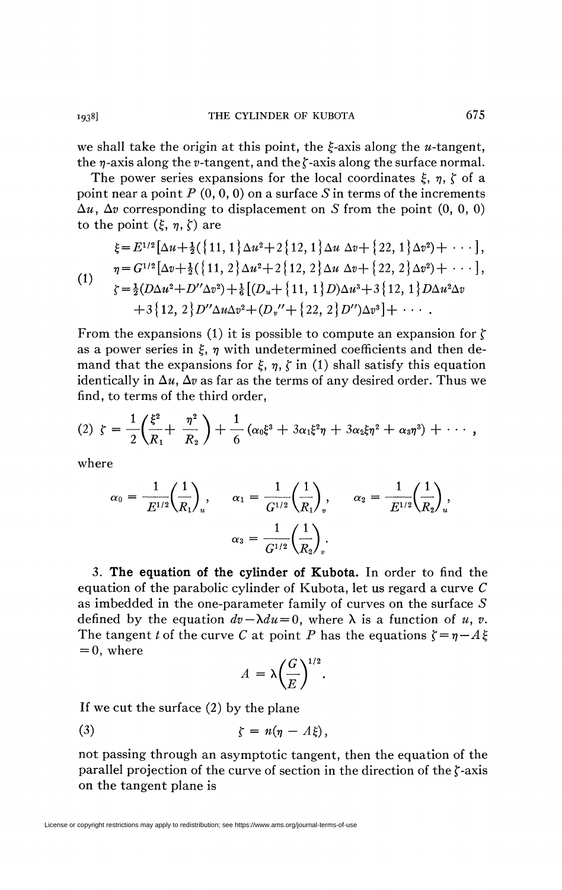we shall take the origin at this point, the $\xi$-axis along the $u$-tangent, the $\eta$-axis along the $v$-tangent, and the $\zeta$-axis along the surface normal.

The power series expansions for the local coordinates $\xi$, $\eta$, $\zeta$ of a point near a point $P$ $(0, 0, 0)$ on a surface $S$ in terms of the increments $\Delta u$, $\Delta v$ corresponding to displacement on $S$ from the point $(0, 0, 0)$ to the point $(\xi, \eta, \zeta)$ are

$$
\begin{aligned}
\xi &= E^{1/2}[\Delta u + \tfrac{1}{2}(\{11, 1\}\Delta u^2 + 2\{12, 1\}\Delta u\, \Delta v + \{22, 1\}\Delta v^2) + \cdots],\\
\eta &= G^{1/2}[\Delta v + \tfrac{1}{2}(\{11, 2\}\Delta u^2 + 2\{12, 2\}\Delta u\, \Delta v + \{22, 2\}\Delta v^2) + \cdots],\\
\zeta &= \tfrac{1}{2}(D\Delta u^2 + D''\Delta v^2) + \tfrac{1}{6}[(D_u + \{11, 1\}D)\Delta u^3 + 3\{12, 1\}D\Delta u^2 \Delta v\\
&\quad + 3\{12, 2\}D''\Delta u \Delta v^2 + (D_v'' + \{22, 2\}D'')\Delta v^3] + \cdots.
\end{aligned} \tag{1}
$$

From the expansions (1) it is possible to compute an expansion for $\zeta$ as a power series in $\xi$, $\eta$ with undetermined coefficients and then demand that the expansions for $\xi$, $\eta$, $\zeta$ in (1) shall satisfy this equation identically in $\Delta u$, $\Delta v$ as far as the terms of any desired order. Thus we find, to terms of the third order,

$$
\zeta = \frac{1}{2}\left(\frac{\xi^2}{R_1} + \frac{\eta^2}{R_2}\right) + \frac{1}{6}(\alpha_0 \xi^3 + 3\alpha_1 \xi^2 \eta + 3\alpha_2 \xi \eta^2 + \alpha_3 \eta^3) + \cdots, \tag{2}
$$

where

$$
\alpha_0 = \frac{1}{E^{1/2}}\left(\frac{1}{R_1}\right)_u, \quad \alpha_1 = \frac{1}{G^{1/2}}\left(\frac{1}{R_1}\right)_v, \quad \alpha_2 = \frac{1}{E^{1/2}}\left(\frac{1}{R_2}\right)_u,
$$

$$
\alpha_3 = \frac{1}{G^{1/2}}\left(\frac{1}{R_2}\right)_v.
$$

**3. The equation of the cylinder of Kubota.** In order to find the equation of the parabolic cylinder of Kubota, let us regard a curve $C$ as imbedded in the one-parameter family of curves on the surface $S$ defined by the equation $dv - \lambda du = 0$, where $\lambda$ is a function of $u$, $v$. The tangent $t$ of the curve $C$ at point $P$ has the equations $\zeta = \eta - A\xi = 0$, where

$$
A = \lambda\left(\frac{G}{E}\right)^{1/2}.
$$

If we cut the surface (2) by the plane

$$
\zeta = n(\eta - A\xi), \tag{3}
$$

not passing through an asymptotic tangent, then the equation of the parallel projection of the curve of section in the direction of the $\zeta$-axis on the tangent plane is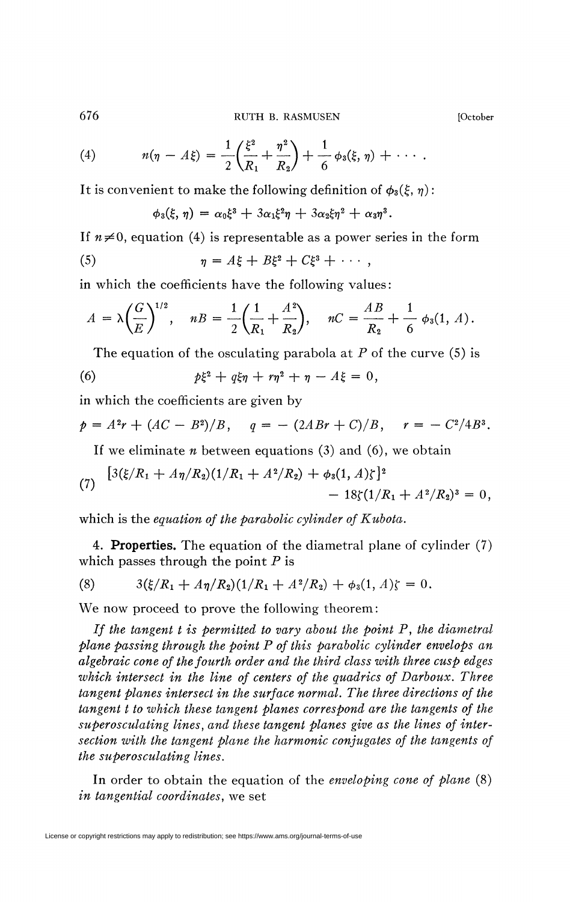$$n(\eta - A\xi) = \frac{1}{2}\left(\frac{\xi^2}{R_1} + \frac{\eta^2}{R_2}\right) + \frac{1}{6}\phi_3(\xi, \eta) + \cdots . \tag{4}$$

It is convenient to make the following definition of $\phi_3(\xi, \eta)$:

$$\phi_3(\xi, \eta) = \alpha_0\xi^3 + 3\alpha_1\xi^2\eta + 3\alpha_2\xi\eta^2 + \alpha_3\eta^3.$$

If $n \neq 0$, equation (4) is representable as a power series in the form

$$\eta = A\xi + B\xi^2 + C\xi^3 + \cdots , \tag{5}$$

in which the coefficients have the following values:

$$A = \lambda\left(\frac{G}{E}\right)^{1/2}, \quad nB = \frac{1}{2}\left(\frac{1}{R_1} + \frac{A^2}{R_2}\right), \quad nC = \frac{AB}{R_2} + \frac{1}{6}\phi_3(1, A).$$

The equation of the osculating parabola at $P$ of the curve (5) is

$$p\xi^2 + q\xi\eta + r\eta^2 + \eta - A\xi = 0, \tag{6}$$

in which the coefficients are given by

$$p = A^2r + (AC - B^2)/B, \quad q = -(2ABr + C)/B, \quad r = -C^2/4B^3.$$

If we eliminate $n$ between equations (3) and (6), we obtain

$$[3(\xi/R_1 + A\eta/R_2)(1/R_1 + A^2/R_2) + \phi_3(1, A)\zeta]^2 - 18\zeta(1/R_1 + A^2/R_2)^3 = 0, \tag{7}$$

which is the *equation of the parabolic cylinder of Kubota*.

4. **Properties.** The equation of the diametral plane of cylinder (7) which passes through the point $P$ is

$$3(\xi/R_1 + A\eta/R_2)(1/R_1 + A^2/R_2) + \phi_3(1, A)\zeta = 0. \tag{8}$$

We now proceed to prove the following theorem:

*If the tangent $t$ is permitted to vary about the point $P$, the diametral plane passing through the point $P$ of this parabolic cylinder envelops an algebraic cone of the fourth order and the third class with three cusp edges which intersect in the line of centers of the quadrics of Darboux. Three tangent planes intersect in the surface normal. The three directions of the tangent $t$ to which these tangent planes correspond are the tangents of the superosculating lines, and these tangent planes give as the lines of intersection with the tangent plane the harmonic conjugates of the tangents of the superosculating lines.*

In order to obtain the equation of the *enveloping cone of plane* (8) *in tangential coordinates*, we set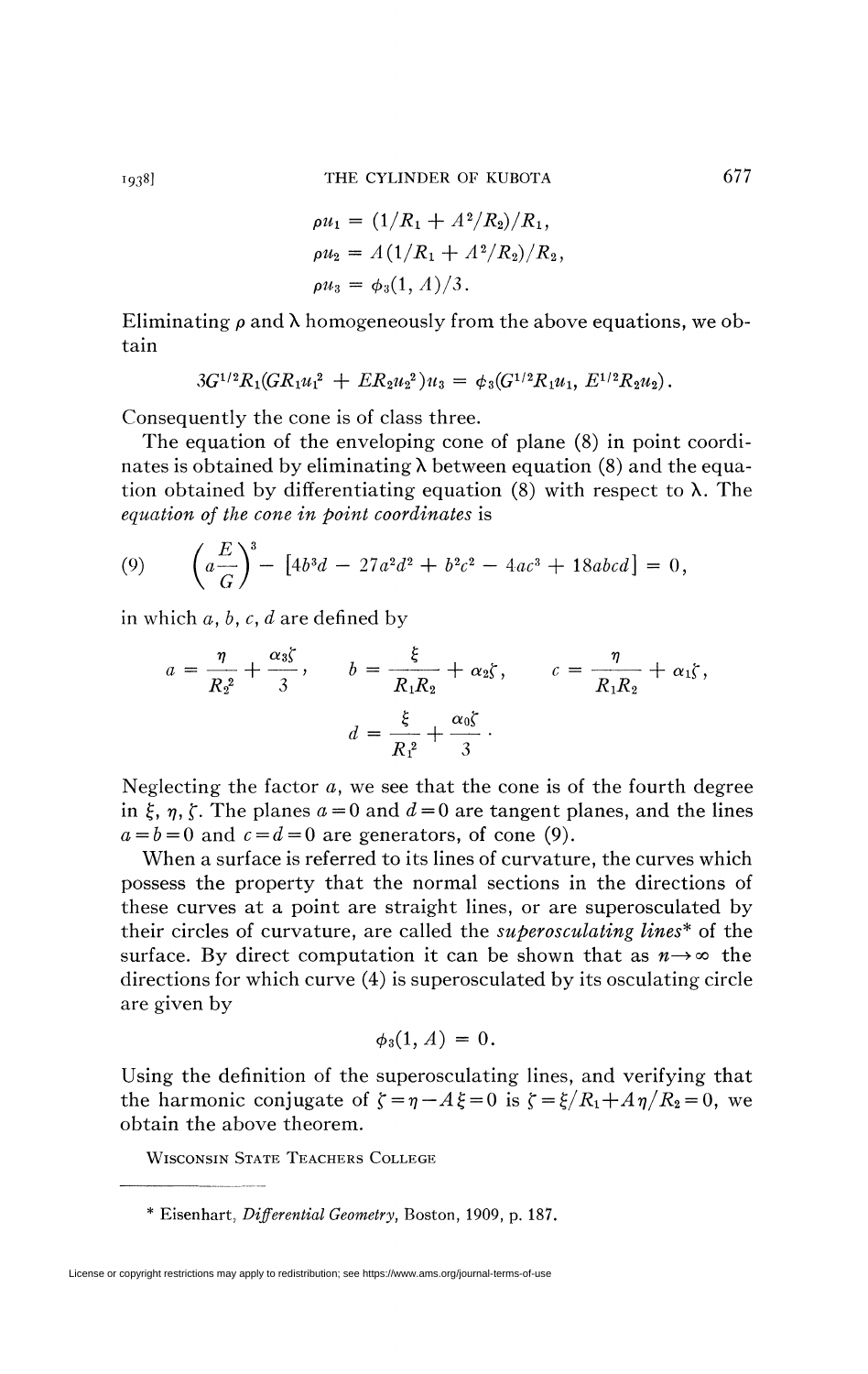$$\rho u_1 = (1/R_1 + A^2/R_2)/R_1,$$

$$\rho u_2 = A(1/R_1 + A^2/R_2)/R_2,$$

$$\rho u_3 = \phi_3(1, A)/3.$$

Eliminating $\rho$ and $\lambda$ homogeneously from the above equations, we obtain

$$3G^{1/2}R_1(GR_1u_1^2 + ER_2u_2^2)u_3 = \phi_3(G^{1/2}R_1u_1, E^{1/2}R_2u_2).$$

Consequently the cone is of class three.

The equation of the enveloping cone of plane (8) in point coordinates is obtained by eliminating $\lambda$ between equation (8) and the equation obtained by differentiating equation (8) with respect to $\lambda$. The *equation of the cone in point coordinates* is

$$\left(a\frac{E}{G}\right)^3 - [4b^3d - 27a^2d^2 + b^2c^2 - 4ac^3 + 18abcd] = 0, \tag{9}$$

in which $a$, $b$, $c$, $d$ are defined by

$$a = \frac{\eta}{R_2^2} + \frac{\alpha_3\zeta}{3}, \qquad b = \frac{\xi}{R_1R_2} + \alpha_2\zeta, \qquad c = \frac{\eta}{R_1R_2} + \alpha_1\zeta,$$

$$d = \frac{\xi}{R_1^2} + \frac{\alpha_0\zeta}{3}.$$

Neglecting the factor $a$, we see that the cone is of the fourth degree in $\xi$, $\eta$, $\zeta$. The planes $a=0$ and $d=0$ are tangent planes, and the lines $a=b=0$ and $c=d=0$ are generators, of cone (9).

When a surface is referred to its lines of curvature, the curves which possess the property that the normal sections in the directions of these curves at a point are straight lines, or are superosculated by their circles of curvature, are called the *superosculating lines** of the surface. By direct computation it can be shown that as $n\to\infty$ the directions for which curve (4) is superosculated by its osculating circle are given by

$$\phi_3(1, A) = 0.$$

Using the definition of the superosculating lines, and verifying that the harmonic conjugate of $\zeta = \eta - A\xi = 0$ is $\zeta = \xi/R_1 + A\eta/R_2 = 0$, we obtain the above theorem.

WISCONSIN STATE TEACHERS COLLEGE

---

* Eisenhart, *Differential Geometry*, Boston, 1909, p. 187.